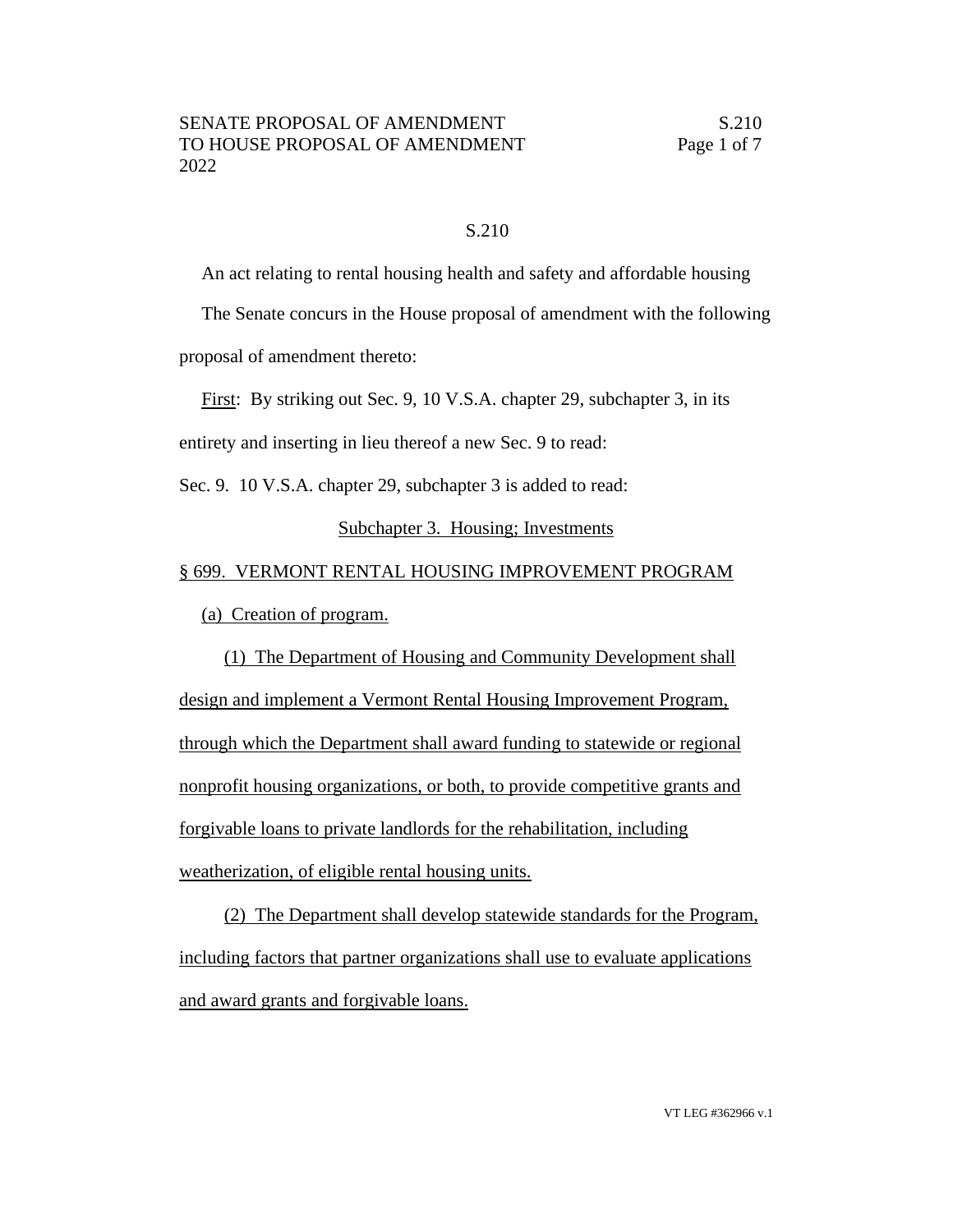S.210

An act relating to rental housing health and safety and affordable housing

The Senate concurs in the House proposal of amendment with the following proposal of amendment thereto:

<u>First</u>: By striking out Sec. 9, 10 V.S.A. chapter 29, subchapter 3, in its entirety and inserting in lieu thereof a new Sec. 9 to read:

Sec. 9. 10 V.S.A. chapter 29, subchapter 3 is added to read:

<u>Subchapter 3. Housing; Investments</u>

<u>§ 699. VERMONT RENTAL HOUSING IMPROVEMENT PROGRAM</u>

<u>(a) Creation of program.</u>

<u>(1) The Department of Housing and Community Development shall design and implement a Vermont Rental Housing Improvement Program, through which the Department shall award funding to statewide or regional nonprofit housing organizations, or both, to provide competitive grants and forgivable loans to private landlords for the rehabilitation, including weatherization, of eligible rental housing units.</u>

<u>(2) The Department shall develop statewide standards for the Program, including factors that partner organizations shall use to evaluate applications and award grants and forgivable loans.</u>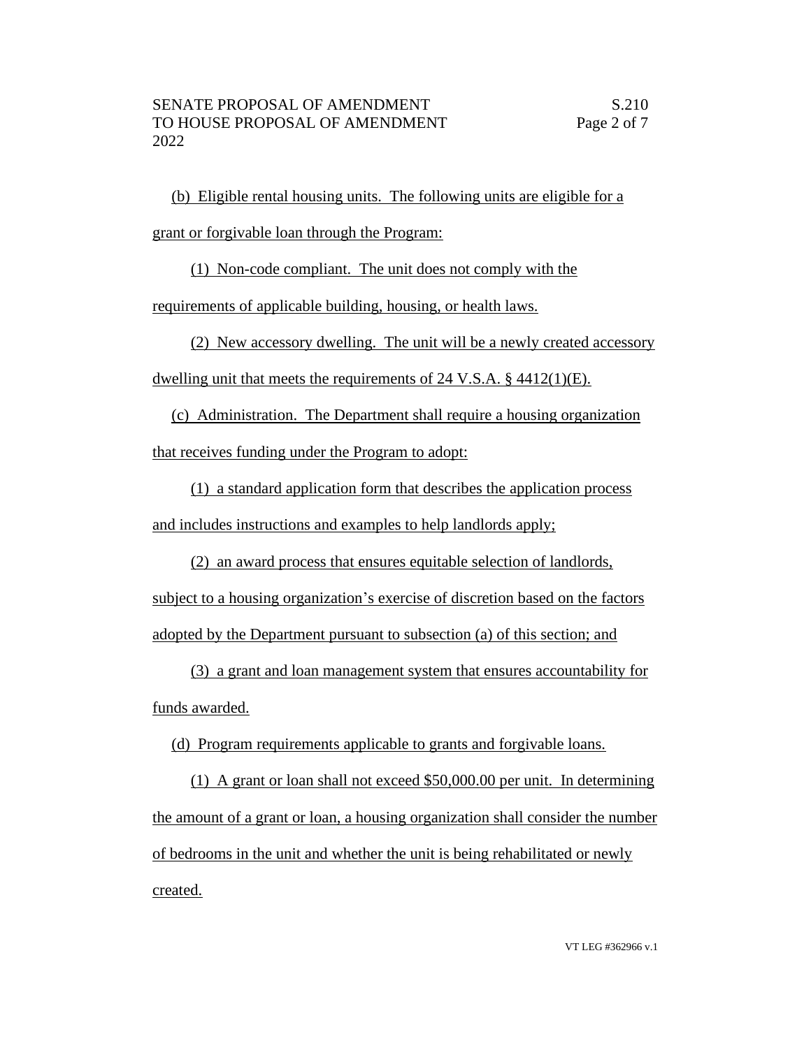(b) Eligible rental housing units. The following units are eligible for a grant or forgivable loan through the Program:

(1) Non-code compliant. The unit does not comply with the requirements of applicable building, housing, or health laws.

(2) New accessory dwelling. The unit will be a newly created accessory dwelling unit that meets the requirements of 24 V.S.A. § 4412(1)(E).

(c) Administration. The Department shall require a housing organization that receives funding under the Program to adopt:

(1) a standard application form that describes the application process and includes instructions and examples to help landlords apply;

(2) an award process that ensures equitable selection of landlords, subject to a housing organization's exercise of discretion based on the factors adopted by the Department pursuant to subsection (a) of this section; and

(3) a grant and loan management system that ensures accountability for funds awarded.

(d) Program requirements applicable to grants and forgivable loans.

(1) A grant or loan shall not exceed $50,000.00 per unit. In determining the amount of a grant or loan, a housing organization shall consider the number of bedrooms in the unit and whether the unit is being rehabilitated or newly created.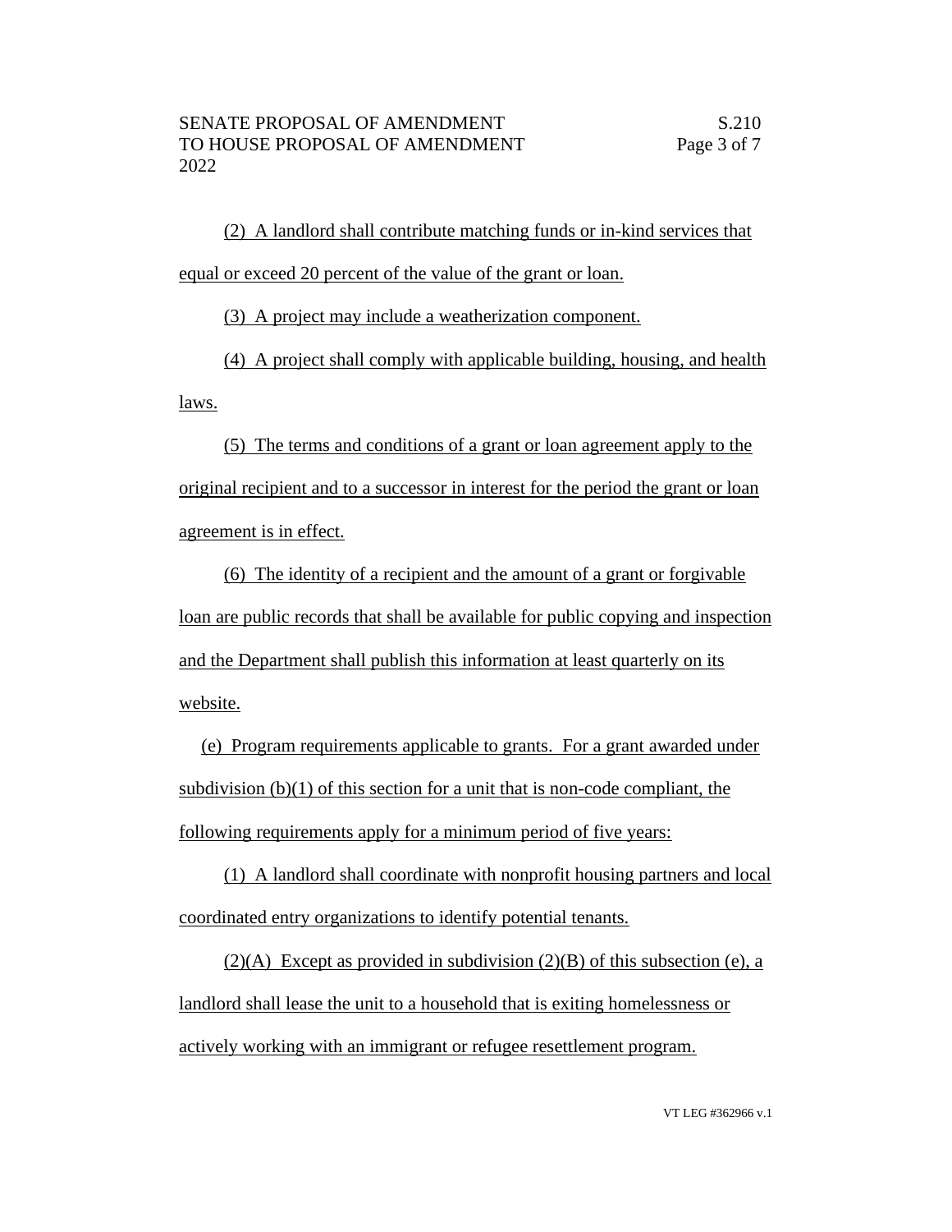(2) A landlord shall contribute matching funds or in-kind services that equal or exceed 20 percent of the value of the grant or loan.

(3) A project may include a weatherization component.

(4) A project shall comply with applicable building, housing, and health laws.

(5) The terms and conditions of a grant or loan agreement apply to the original recipient and to a successor in interest for the period the grant or loan agreement is in effect.

(6) The identity of a recipient and the amount of a grant or forgivable loan are public records that shall be available for public copying and inspection and the Department shall publish this information at least quarterly on its website.

(e) Program requirements applicable to grants. For a grant awarded under subdivision (b)(1) of this section for a unit that is non-code compliant, the following requirements apply for a minimum period of five years:

(1) A landlord shall coordinate with nonprofit housing partners and local coordinated entry organizations to identify potential tenants.

(2)(A) Except as provided in subdivision (2)(B) of this subsection (e), a landlord shall lease the unit to a household that is exiting homelessness or actively working with an immigrant or refugee resettlement program.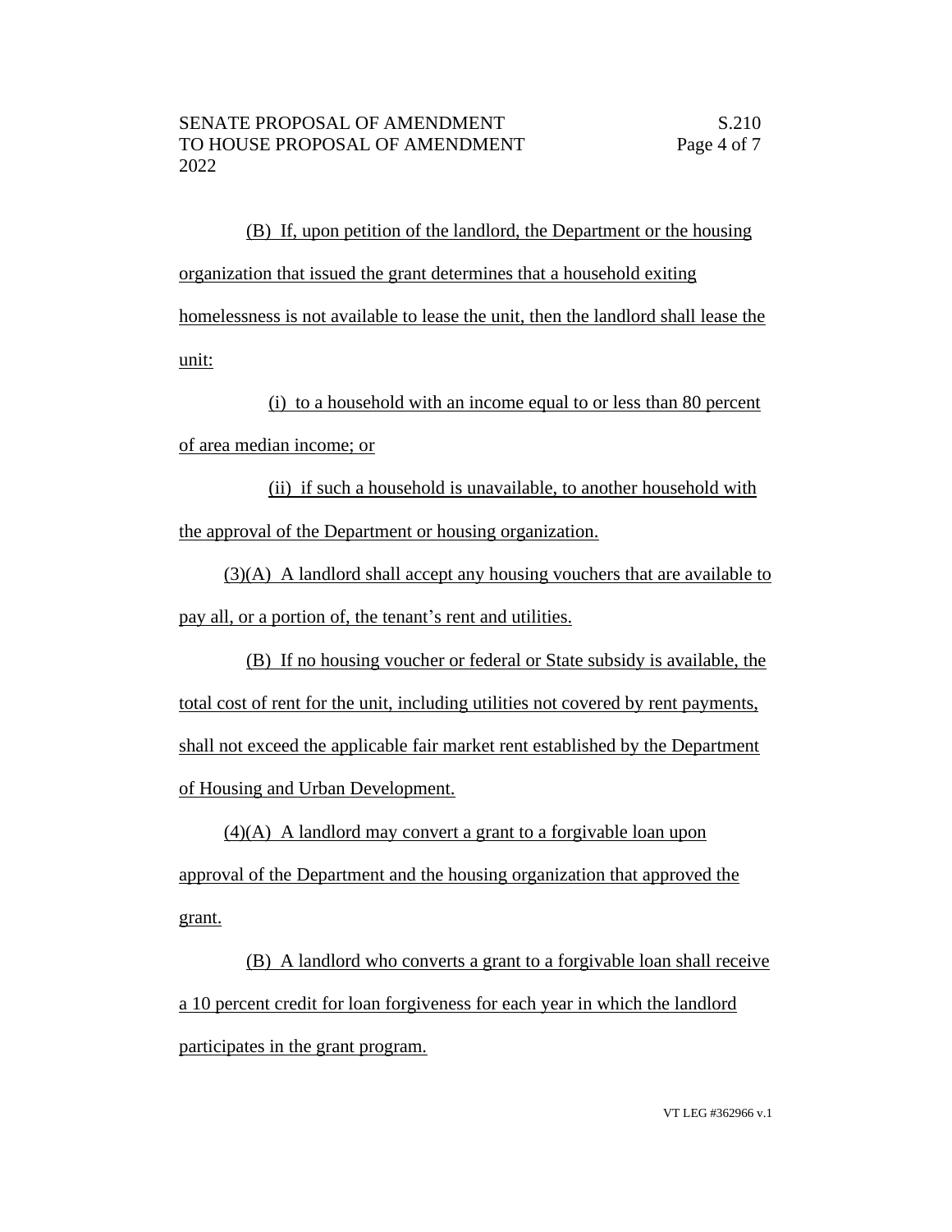(B) If, upon petition of the landlord, the Department or the housing organization that issued the grant determines that a household exiting homelessness is not available to lease the unit, then the landlord shall lease the unit:

(i) to a household with an income equal to or less than 80 percent of area median income; or

(ii) if such a household is unavailable, to another household with the approval of the Department or housing organization.

(3)(A) A landlord shall accept any housing vouchers that are available to pay all, or a portion of, the tenant's rent and utilities.

(B) If no housing voucher or federal or State subsidy is available, the total cost of rent for the unit, including utilities not covered by rent payments, shall not exceed the applicable fair market rent established by the Department of Housing and Urban Development.

(4)(A) A landlord may convert a grant to a forgivable loan upon approval of the Department and the housing organization that approved the grant.

(B) A landlord who converts a grant to a forgivable loan shall receive a 10 percent credit for loan forgiveness for each year in which the landlord participates in the grant program.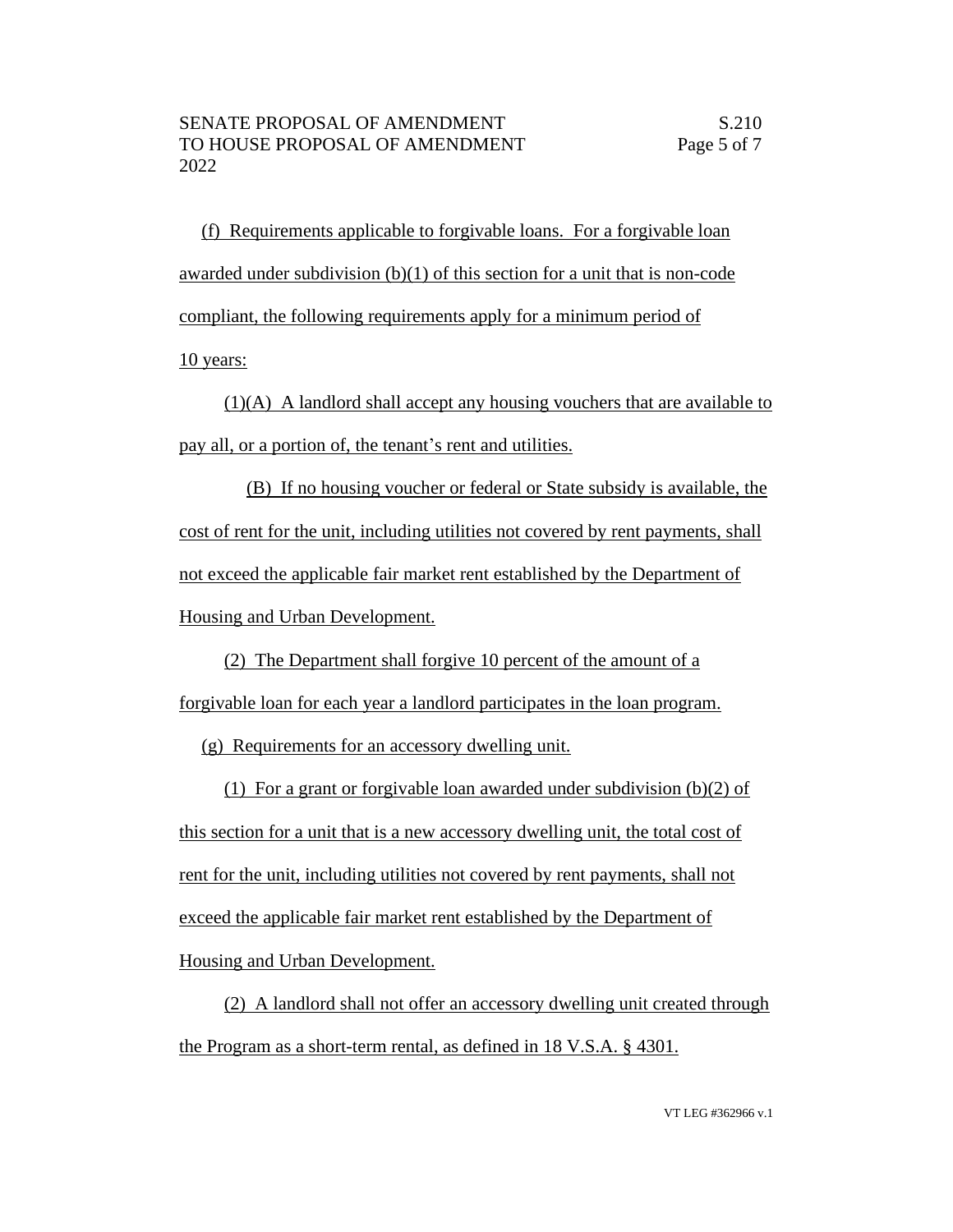(f) Requirements applicable to forgivable loans. For a forgivable loan awarded under subdivision (b)(1) of this section for a unit that is non-code compliant, the following requirements apply for a minimum period of 10 years:

(1)(A) A landlord shall accept any housing vouchers that are available to pay all, or a portion of, the tenant's rent and utilities.

(B) If no housing voucher or federal or State subsidy is available, the cost of rent for the unit, including utilities not covered by rent payments, shall not exceed the applicable fair market rent established by the Department of Housing and Urban Development.

(2) The Department shall forgive 10 percent of the amount of a forgivable loan for each year a landlord participates in the loan program.

(g) Requirements for an accessory dwelling unit.

(1) For a grant or forgivable loan awarded under subdivision (b)(2) of this section for a unit that is a new accessory dwelling unit, the total cost of rent for the unit, including utilities not covered by rent payments, shall not exceed the applicable fair market rent established by the Department of Housing and Urban Development.

(2) A landlord shall not offer an accessory dwelling unit created through the Program as a short-term rental, as defined in 18 V.S.A. § 4301.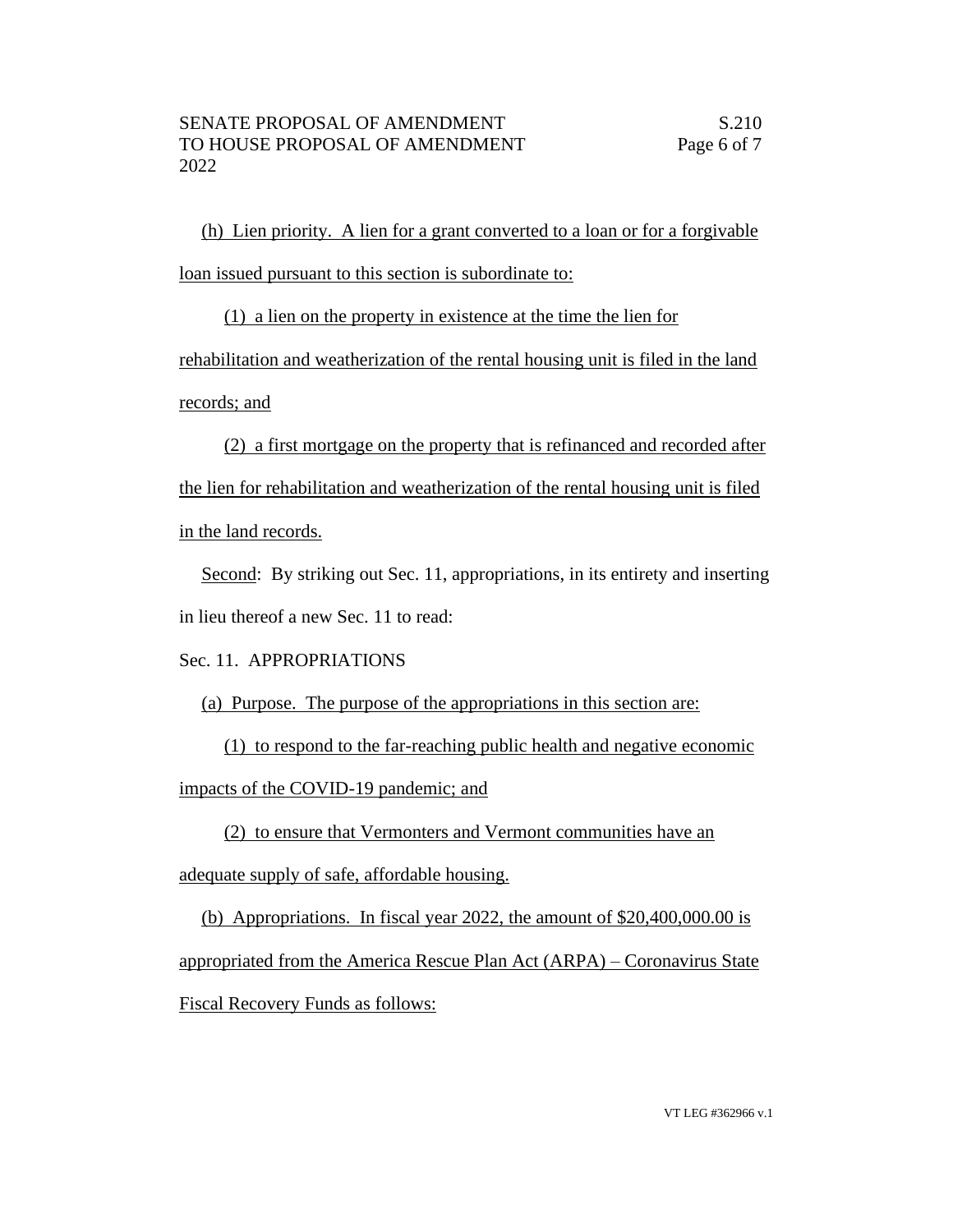(h) Lien priority. A lien for a grant converted to a loan or for a forgivable loan issued pursuant to this section is subordinate to:

(1) a lien on the property in existence at the time the lien for rehabilitation and weatherization of the rental housing unit is filed in the land records; and

(2) a first mortgage on the property that is refinanced and recorded after the lien for rehabilitation and weatherization of the rental housing unit is filed in the land records.

Second: By striking out Sec. 11, appropriations, in its entirety and inserting in lieu thereof a new Sec. 11 to read:

Sec. 11. APPROPRIATIONS

(a) Purpose. The purpose of the appropriations in this section are:

(1) to respond to the far-reaching public health and negative economic impacts of the COVID-19 pandemic; and

(2) to ensure that Vermonters and Vermont communities have an adequate supply of safe, affordable housing.

(b) Appropriations. In fiscal year 2022, the amount of $20,400,000.00 is appropriated from the America Rescue Plan Act (ARPA) – Coronavirus State Fiscal Recovery Funds as follows: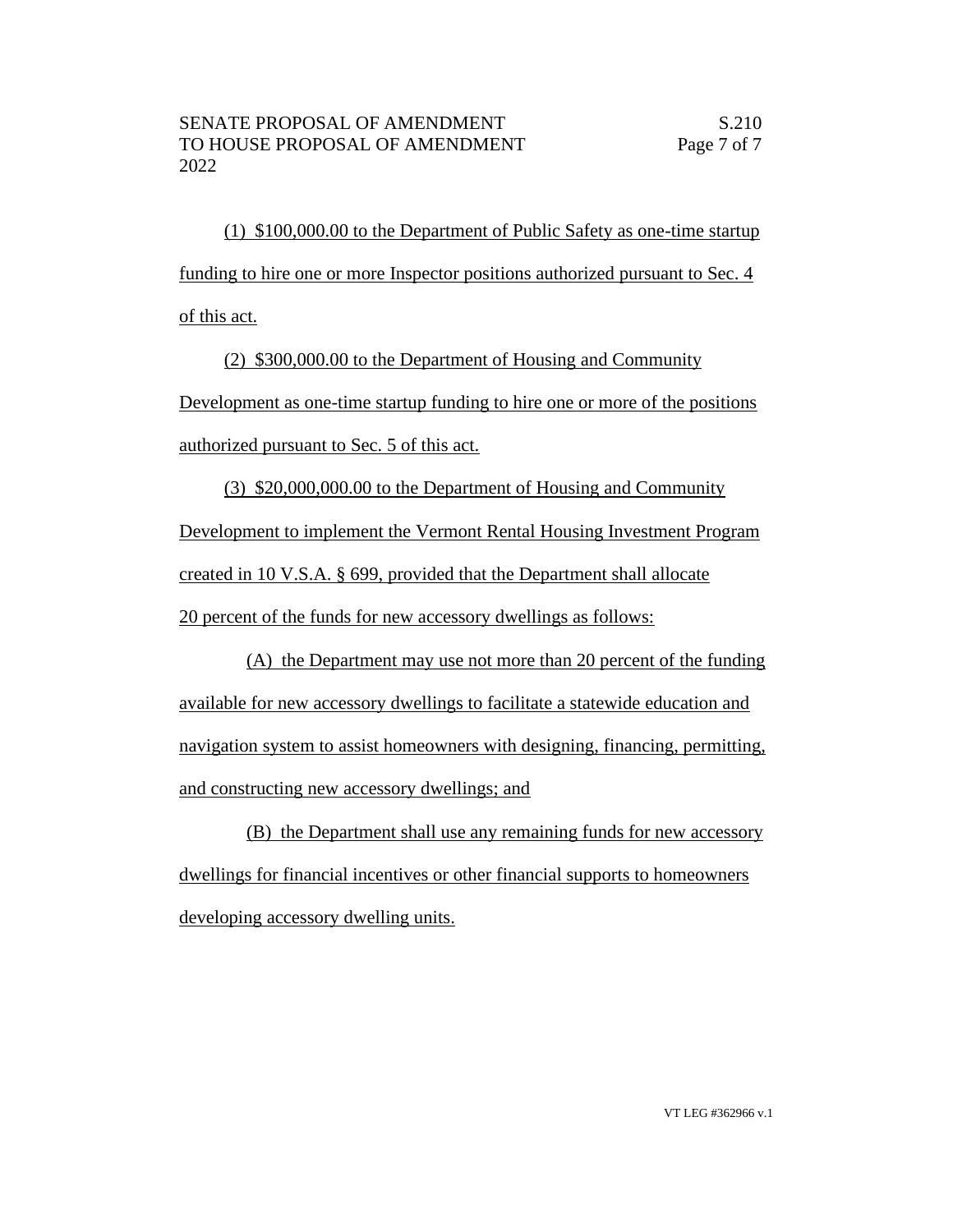(1) $100,000.00 to the Department of Public Safety as one-time startup funding to hire one or more Inspector positions authorized pursuant to Sec. 4 of this act.

(2) $300,000.00 to the Department of Housing and Community Development as one-time startup funding to hire one or more of the positions authorized pursuant to Sec. 5 of this act.

(3) $20,000,000.00 to the Department of Housing and Community Development to implement the Vermont Rental Housing Investment Program created in 10 V.S.A. § 699, provided that the Department shall allocate 20 percent of the funds for new accessory dwellings as follows:

(A) the Department may use not more than 20 percent of the funding available for new accessory dwellings to facilitate a statewide education and navigation system to assist homeowners with designing, financing, permitting, and constructing new accessory dwellings; and

(B) the Department shall use any remaining funds for new accessory dwellings for financial incentives or other financial supports to homeowners developing accessory dwelling units.